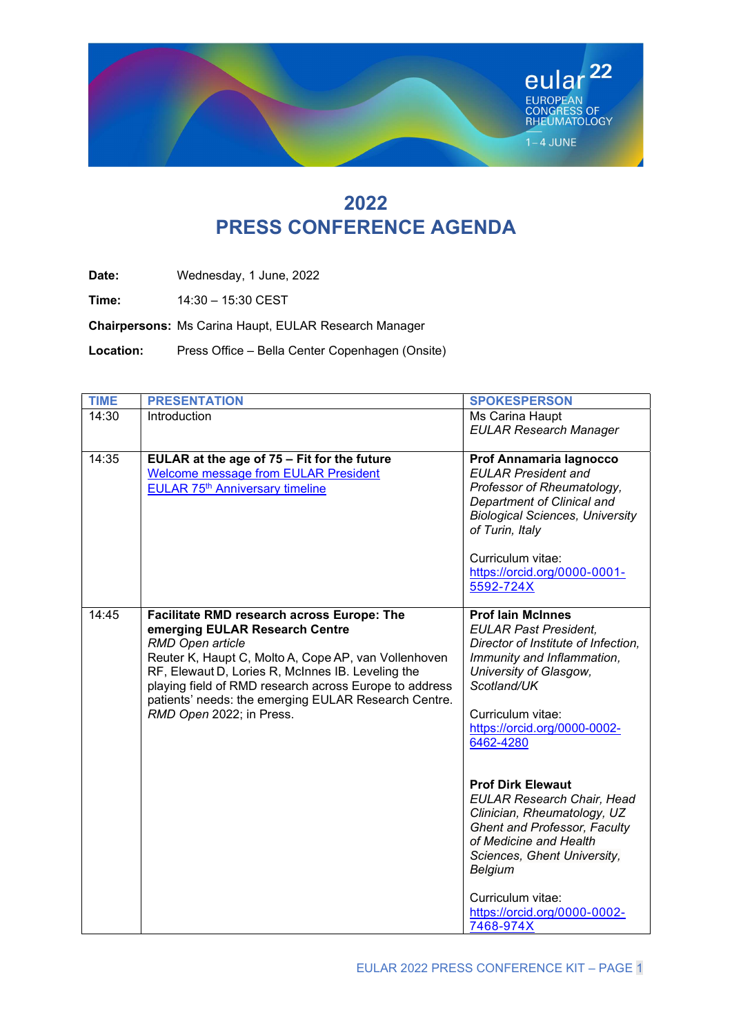# 2022
# PRESS CONFERENCE AGENDA

**Date:** Wednesday, 1 June, 2022

**Time:** 14:30 – 15:30 CEST

**Chairpersons:** Ms Carina Haupt, EULAR Research Manager

**Location:** Press Office – Bella Center Copenhagen (Onsite)

| TIME | PRESENTATION | SPOKESPERSON |
|---|---|---|
| 14:30 | Introduction | Ms Carina Haupt<br>*EULAR Research Manager* |
| 14:35 | **EULAR at the age of 75 – Fit for the future**<br>Welcome message from EULAR President<br>EULAR 75th Anniversary timeline | **Prof Annamaria Iagnocco**<br>*EULAR President and Professor of Rheumatology, Department of Clinical and Biological Sciences, University of Turin, Italy*<br><br>Curriculum vitae:<br>https://orcid.org/0000-0001-5592-724X |
| 14:45 | **Facilitate RMD research across Europe: The emerging EULAR Research Centre**<br>*RMD Open article*<br>Reuter K, Haupt C, Molto A, Cope AP, van Vollenhoven RF, Elewaut D, Lories R, McInnes IB. Leveling the playing field of RMD research across Europe to address patients' needs: the emerging EULAR Research Centre. *RMD Open* 2022; in Press. | **Prof Iain McInnes**<br>*EULAR Past President, Director of Institute of Infection, Immunity and Inflammation, University of Glasgow, Scotland/UK*<br><br>Curriculum vitae:<br>https://orcid.org/0000-0002-6462-4280<br><br>**Prof Dirk Elewaut**<br>*EULAR Research Chair, Head Clinician, Rheumatology, UZ Ghent and Professor, Faculty of Medicine and Health Sciences, Ghent University, Belgium*<br><br>Curriculum vitae:<br>https://orcid.org/0000-0002-7468-974X |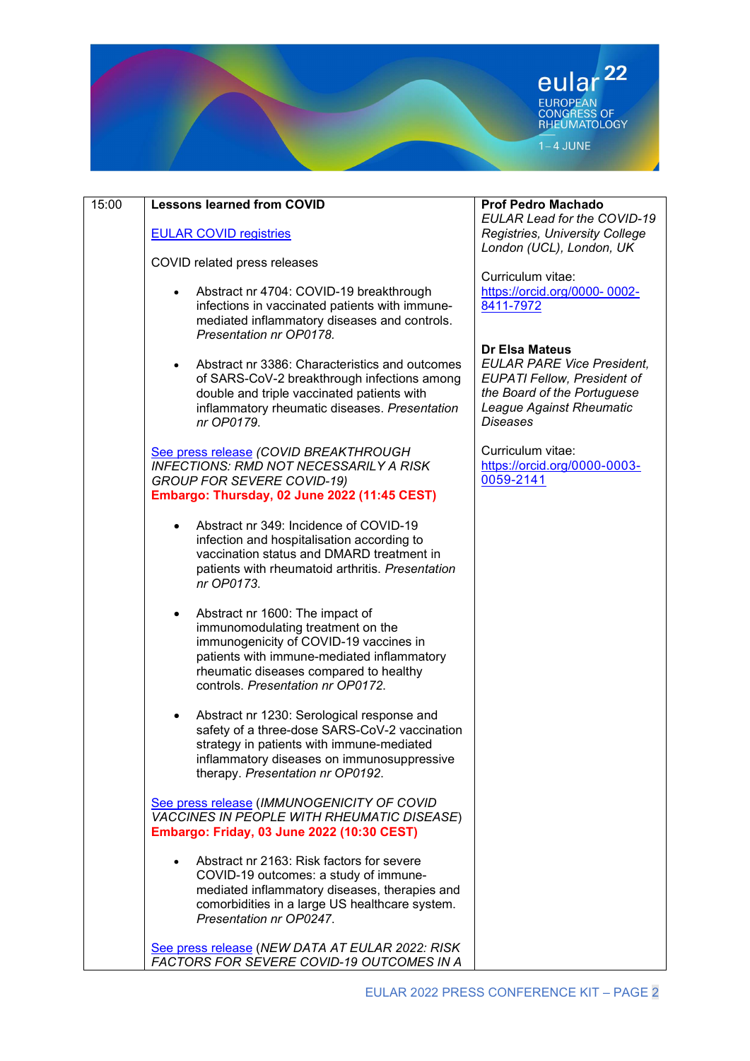| | | |
|---|---|---|
| 15:00 | **Lessons learned from COVID**<br><br>EULAR COVID registries<br><br>COVID related press releases<br><br>• Abstract nr 4704: COVID-19 breakthrough infections in vaccinated patients with immune-mediated inflammatory diseases and controls. *Presentation nr OP0178.*<br><br>• Abstract nr 3386: Characteristics and outcomes of SARS-CoV-2 breakthrough infections among double and triple vaccinated patients with inflammatory rheumatic diseases. *Presentation nr OP0179.*<br><br>See press release *(COVID BREAKTHROUGH INFECTIONS: RMD NOT NECESSARILY A RISK GROUP FOR SEVERE COVID-19)*<br>**Embargo: Thursday, 02 June 2022 (11:45 CEST)**<br><br>• Abstract nr 349: Incidence of COVID-19 infection and hospitalisation according to vaccination status and DMARD treatment in patients with rheumatoid arthritis. *Presentation nr OP0173.*<br><br>• Abstract nr 1600: The impact of immunomodulating treatment on the immunogenicity of COVID-19 vaccines in patients with immune-mediated inflammatory rheumatic diseases compared to healthy controls. *Presentation nr OP0172.*<br><br>• Abstract nr 1230: Serological response and safety of a three-dose SARS-CoV-2 vaccination strategy in patients with immune-mediated inflammatory diseases on immunosuppressive therapy. *Presentation nr OP0192.*<br><br>See press release (*IMMUNOGENICITY OF COVID VACCINES IN PEOPLE WITH RHEUMATIC DISEASE*)<br>**Embargo: Friday, 03 June 2022 (10:30 CEST)**<br><br>• Abstract nr 2163: Risk factors for severe COVID-19 outcomes: a study of immune-mediated inflammatory diseases, therapies and comorbidities in a large US healthcare system. *Presentation nr OP0247.*<br><br>See press release (*NEW DATA AT EULAR 2022: RISK FACTORS FOR SEVERE COVID-19 OUTCOMES IN A* | **Prof Pedro Machado**<br>*EULAR Lead for the COVID-19 Registries, University College London (UCL), London, UK*<br><br>Curriculum vitae:<br>https://orcid.org/0000- 0002-8411-7972<br><br>**Dr Elsa Mateus**<br>*EULAR PARE Vice President, EUPATI Fellow, President of the Board of the Portuguese League Against Rheumatic Diseases*<br><br>Curriculum vitae:<br>https://orcid.org/0000-0003-0059-2141 |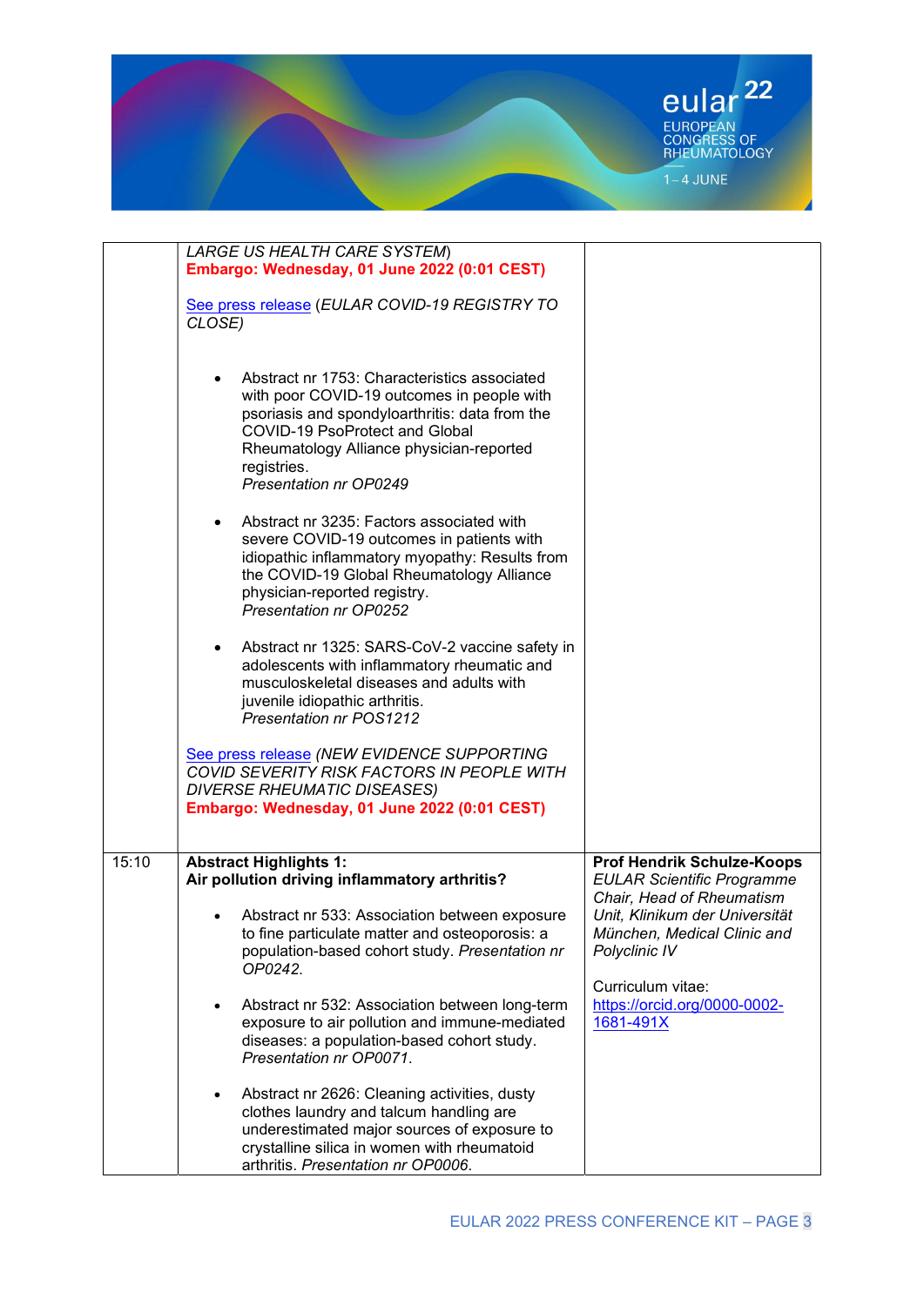| | | |
|---|---|---|
| | *LARGE US HEALTH CARE SYSTEM)*<br>**Embargo: Wednesday, 01 June 2022 (0:01 CEST)**<br><br>See press release (*EULAR COVID-19 REGISTRY TO CLOSE)*<br><br>• Abstract nr 1753: Characteristics associated with poor COVID-19 outcomes in people with psoriasis and spondyloarthritis: data from the COVID-19 PsoProtect and Global Rheumatology Alliance physician-reported registries. *Presentation nr OP0249*<br><br>• Abstract nr 3235: Factors associated with severe COVID-19 outcomes in patients with idiopathic inflammatory myopathy: Results from the COVID-19 Global Rheumatology Alliance physician-reported registry. *Presentation nr OP0252*<br><br>• Abstract nr 1325: SARS-CoV-2 vaccine safety in adolescents with inflammatory rheumatic and musculoskeletal diseases and adults with juvenile idiopathic arthritis. *Presentation nr POS1212*<br><br>See press release *(NEW EVIDENCE SUPPORTING COVID SEVERITY RISK FACTORS IN PEOPLE WITH DIVERSE RHEUMATIC DISEASES)*<br>**Embargo: Wednesday, 01 June 2022 (0:01 CEST)** | |
| 15:10 | **Abstract Highlights 1:**<br>**Air pollution driving inflammatory arthritis?**<br><br>• Abstract nr 533: Association between exposure to fine particulate matter and osteoporosis: a population-based cohort study. *Presentation nr OP0242.*<br><br>• Abstract nr 532: Association between long-term exposure to air pollution and immune-mediated diseases: a population-based cohort study. *Presentation nr OP0071.*<br><br>• Abstract nr 2626: Cleaning activities, dusty clothes laundry and talcum handling are underestimated major sources of exposure to crystalline silica in women with rheumatoid arthritis. *Presentation nr OP0006.* | **Prof Hendrik Schulze-Koops**<br>*EULAR Scientific Programme Chair, Head of Rheumatism Unit, Klinikum der Universität München, Medical Clinic and Polyclinic IV*<br><br>Curriculum vitae:<br>https://orcid.org/0000-0002-1681-491X |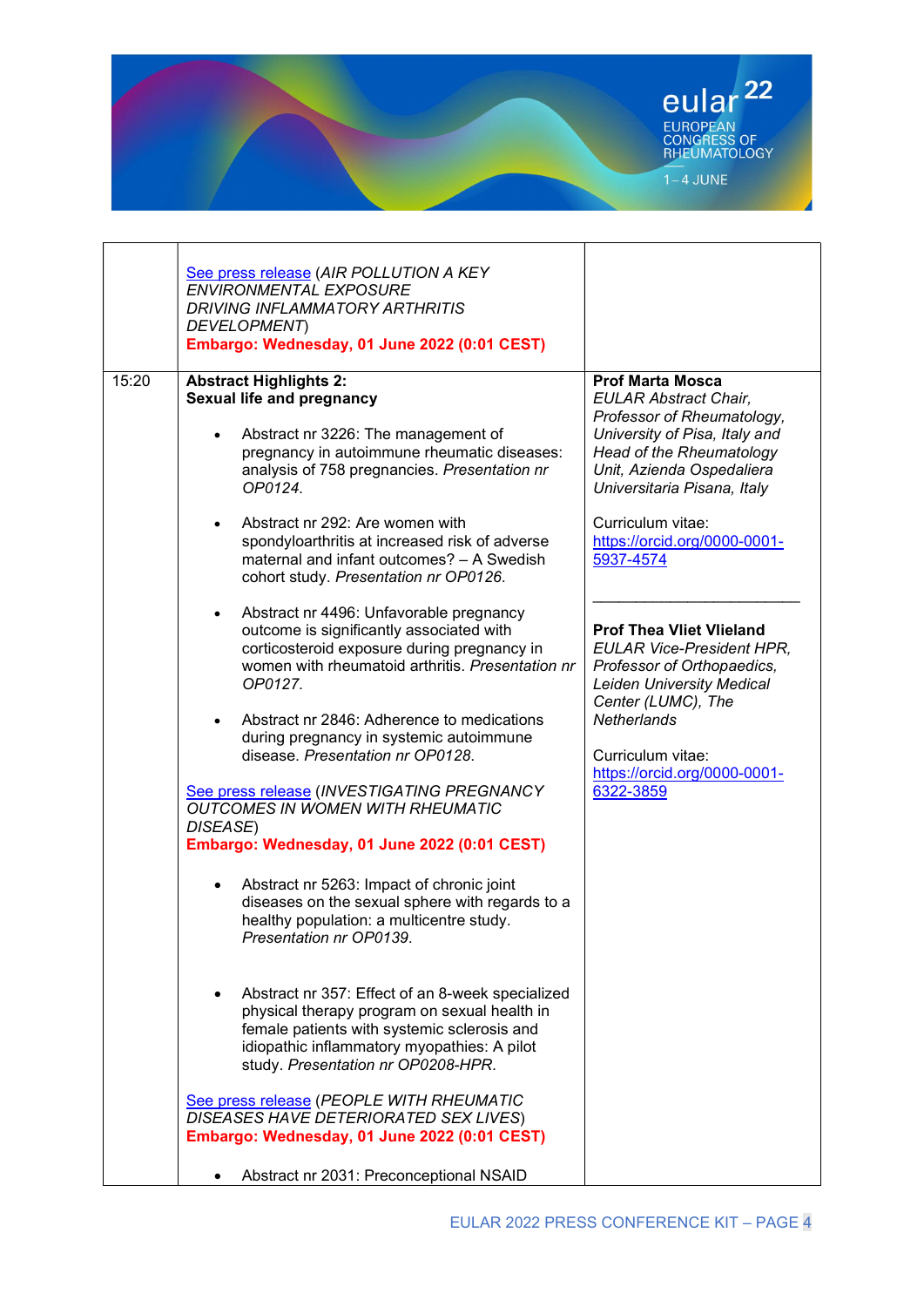| | | |
|---|---|---|
| | See press release (*AIR POLLUTION A KEY ENVIRONMENTAL EXPOSURE DRIVING INFLAMMATORY ARTHRITIS DEVELOPMENT*)<br>**Embargo: Wednesday, 01 June 2022 (0:01 CEST)** | |
| 15:20 | **Abstract Highlights 2:**<br>**Sexual life and pregnancy**<br><br>• Abstract nr 3226: The management of pregnancy in autoimmune rheumatic diseases: analysis of 758 pregnancies. *Presentation nr OP0124.*<br><br>• Abstract nr 292: Are women with spondyloarthritis at increased risk of adverse maternal and infant outcomes? – A Swedish cohort study. *Presentation nr OP0126.*<br><br>• Abstract nr 4496: Unfavorable pregnancy outcome is significantly associated with corticosteroid exposure during pregnancy in women with rheumatoid arthritis. *Presentation nr OP0127.*<br><br>• Abstract nr 2846: Adherence to medications during pregnancy in systemic autoimmune disease. *Presentation nr OP0128.*<br><br>See press release (*INVESTIGATING PREGNANCY OUTCOMES IN WOMEN WITH RHEUMATIC DISEASE*)<br>**Embargo: Wednesday, 01 June 2022 (0:01 CEST)**<br><br>• Abstract nr 5263: Impact of chronic joint diseases on the sexual sphere with regards to a healthy population: a multicentre study. *Presentation nr OP0139.*<br><br>• Abstract nr 357: Effect of an 8-week specialized physical therapy program on sexual health in female patients with systemic sclerosis and idiopathic inflammatory myopathies: A pilot study. *Presentation nr OP0208-HPR.*<br><br>See press release (*PEOPLE WITH RHEUMATIC DISEASES HAVE DETERIORATED SEX LIVES*)<br>**Embargo: Wednesday, 01 June 2022 (0:01 CEST)**<br><br>• Abstract nr 2031: Preconceptional NSAID | **Prof Marta Mosca**<br>*EULAR Abstract Chair, Professor of Rheumatology, University of Pisa, Italy and Head of the Rheumatology Unit, Azienda Ospedaliera Universitaria Pisana, Italy*<br><br>Curriculum vitae:<br>https://orcid.org/0000-0001-5937-4574<br><br>\_\_\_\_\_\_\_\_\_\_\_\_\_\_\_\_\_\_\_\_\_\_\_\_<br><br>**Prof Thea Vliet Vlieland**<br>*EULAR Vice-President HPR, Professor of Orthopaedics, Leiden University Medical Center (LUMC), The Netherlands*<br><br>Curriculum vitae:<br>https://orcid.org/0000-0001-6322-3859 |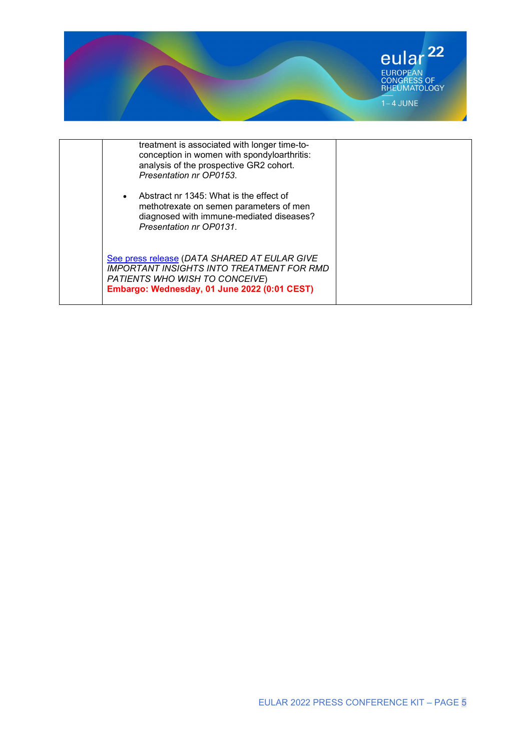| | | |
|---|---|---|
| | treatment is associated with longer time-to-conception in women with spondyloarthritis: analysis of the prospective GR2 cohort. *Presentation nr OP0153*.<br><br>• Abstract nr 1345: What is the effect of methotrexate on semen parameters of men diagnosed with immune-mediated diseases? *Presentation nr OP0131*.<br><br>See press release (*DATA SHARED AT EULAR GIVE IMPORTANT INSIGHTS INTO TREATMENT FOR RMD PATIENTS WHO WISH TO CONCEIVE*)<br>**Embargo: Wednesday, 01 June 2022 (0:01 CEST)** | |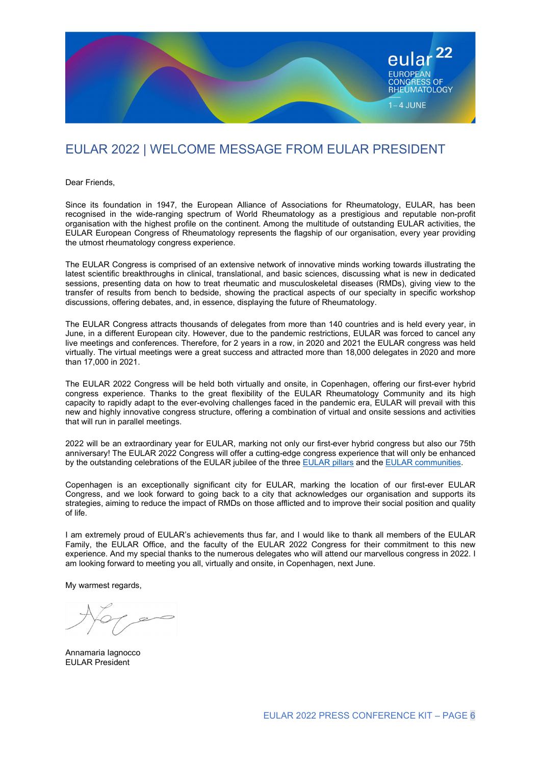# EULAR 2022 | WELCOME MESSAGE FROM EULAR PRESIDENT

Dear Friends,

Since its foundation in 1947, the European Alliance of Associations for Rheumatology, EULAR, has been recognised in the wide-ranging spectrum of World Rheumatology as a prestigious and reputable non-profit organisation with the highest profile on the continent. Among the multitude of outstanding EULAR activities, the EULAR European Congress of Rheumatology represents the flagship of our organisation, every year providing the utmost rheumatology congress experience.

The EULAR Congress is comprised of an extensive network of innovative minds working towards illustrating the latest scientific breakthroughs in clinical, translational, and basic sciences, discussing what is new in dedicated sessions, presenting data on how to treat rheumatic and musculoskeletal diseases (RMDs), giving view to the transfer of results from bench to bedside, showing the practical aspects of our specialty in specific workshop discussions, offering debates, and, in essence, displaying the future of Rheumatology.

The EULAR Congress attracts thousands of delegates from more than 140 countries and is held every year, in June, in a different European city. However, due to the pandemic restrictions, EULAR was forced to cancel any live meetings and conferences. Therefore, for 2 years in a row, in 2020 and 2021 the EULAR congress was held virtually. The virtual meetings were a great success and attracted more than 18,000 delegates in 2020 and more than 17,000 in 2021.

The EULAR 2022 Congress will be held both virtually and onsite, in Copenhagen, offering our first-ever hybrid congress experience. Thanks to the great flexibility of the EULAR Rheumatology Community and its high capacity to rapidly adapt to the ever-evolving challenges faced in the pandemic era, EULAR will prevail with this new and highly innovative congress structure, offering a combination of virtual and onsite sessions and activities that will run in parallel meetings.

2022 will be an extraordinary year for EULAR, marking not only our first-ever hybrid congress but also our 75th anniversary! The EULAR 2022 Congress will offer a cutting-edge congress experience that will only be enhanced by the outstanding celebrations of the EULAR jubilee of the three EULAR pillars and the EULAR communities.

Copenhagen is an exceptionally significant city for EULAR, marking the location of our first-ever EULAR Congress, and we look forward to going back to a city that acknowledges our organisation and supports its strategies, aiming to reduce the impact of RMDs on those afflicted and to improve their social position and quality of life.

I am extremely proud of EULAR's achievements thus far, and I would like to thank all members of the EULAR Family, the EULAR Office, and the faculty of the EULAR 2022 Congress for their commitment to this new experience. And my special thanks to the numerous delegates who will attend our marvellous congress in 2022. I am looking forward to meeting you all, virtually and onsite, in Copenhagen, next June.

My warmest regards,

Annamaria Iagnocco
EULAR President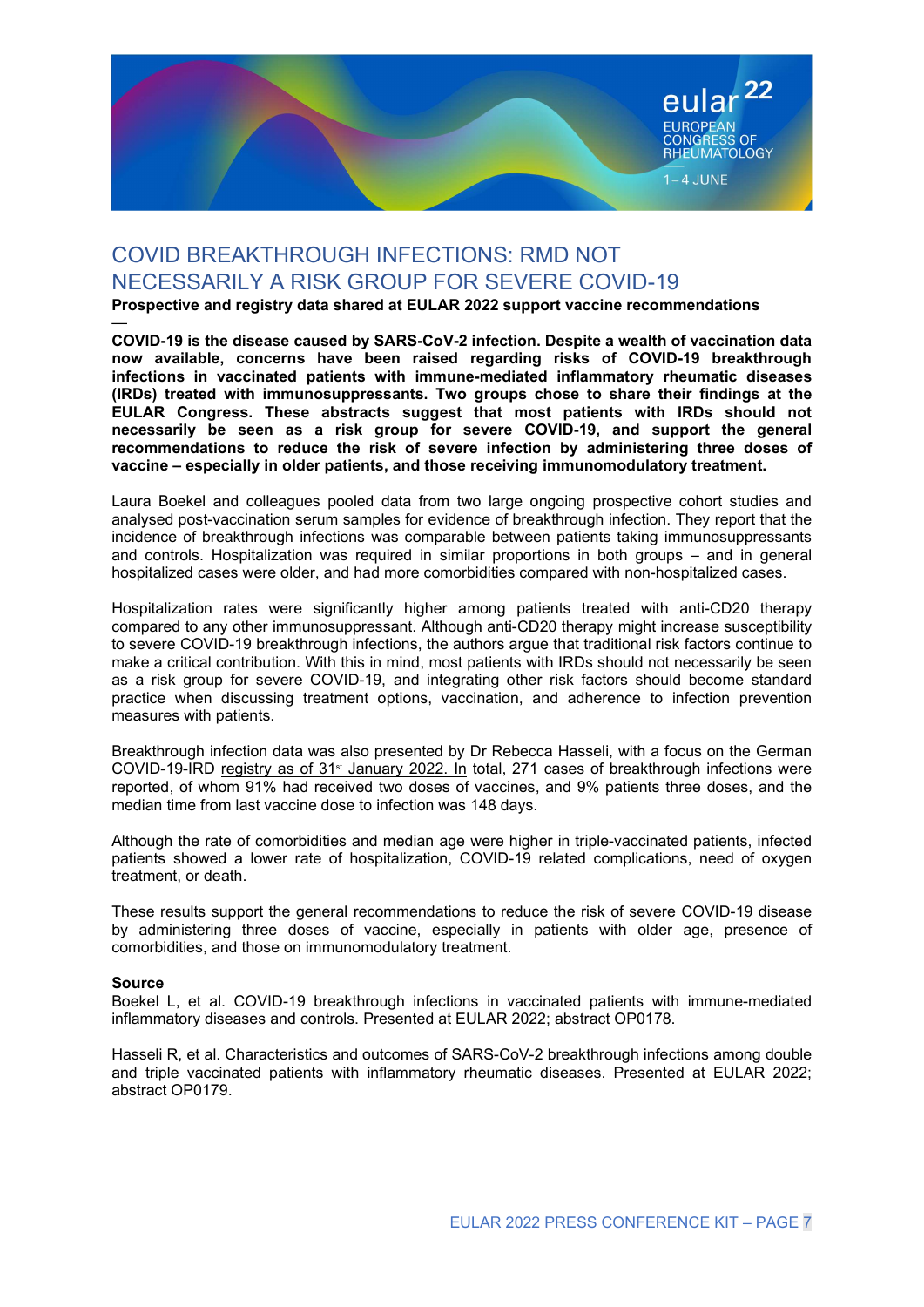# COVID BREAKTHROUGH INFECTIONS: RMD NOT NECESSARILY A RISK GROUP FOR SEVERE COVID-19

**Prospective and registry data shared at EULAR 2022 support vaccine recommendations**

—

**COVID-19 is the disease caused by SARS-CoV-2 infection. Despite a wealth of vaccination data now available, concerns have been raised regarding risks of COVID-19 breakthrough infections in vaccinated patients with immune-mediated inflammatory rheumatic diseases (IRDs) treated with immunosuppressants. Two groups chose to share their findings at the EULAR Congress. These abstracts suggest that most patients with IRDs should not necessarily be seen as a risk group for severe COVID-19, and support the general recommendations to reduce the risk of severe infection by administering three doses of vaccine – especially in older patients, and those receiving immunomodulatory treatment.**

Laura Boekel and colleagues pooled data from two large ongoing prospective cohort studies and analysed post-vaccination serum samples for evidence of breakthrough infection. They report that the incidence of breakthrough infections was comparable between patients taking immunosuppressants and controls. Hospitalization was required in similar proportions in both groups – and in general hospitalized cases were older, and had more comorbidities compared with non-hospitalized cases.

Hospitalization rates were significantly higher among patients treated with anti-CD20 therapy compared to any other immunosuppressant. Although anti-CD20 therapy might increase susceptibility to severe COVID-19 breakthrough infections, the authors argue that traditional risk factors continue to make a critical contribution. With this in mind, most patients with IRDs should not necessarily be seen as a risk group for severe COVID-19, and integrating other risk factors should become standard practice when discussing treatment options, vaccination, and adherence to infection prevention measures with patients.

Breakthrough infection data was also presented by Dr Rebecca Hasseli, with a focus on the German COVID-19-IRD registry as of 31st January 2022. In total, 271 cases of breakthrough infections were reported, of whom 91% had received two doses of vaccines, and 9% patients three doses, and the median time from last vaccine dose to infection was 148 days.

Although the rate of comorbidities and median age were higher in triple-vaccinated patients, infected patients showed a lower rate of hospitalization, COVID-19 related complications, need of oxygen treatment, or death.

These results support the general recommendations to reduce the risk of severe COVID-19 disease by administering three doses of vaccine, especially in patients with older age, presence of comorbidities, and those on immunomodulatory treatment.

**Source**

Boekel L, et al. COVID-19 breakthrough infections in vaccinated patients with immune-mediated inflammatory diseases and controls. Presented at EULAR 2022; abstract OP0178.

Hasseli R, et al. Characteristics and outcomes of SARS-CoV-2 breakthrough infections among double and triple vaccinated patients with inflammatory rheumatic diseases. Presented at EULAR 2022; abstract OP0179.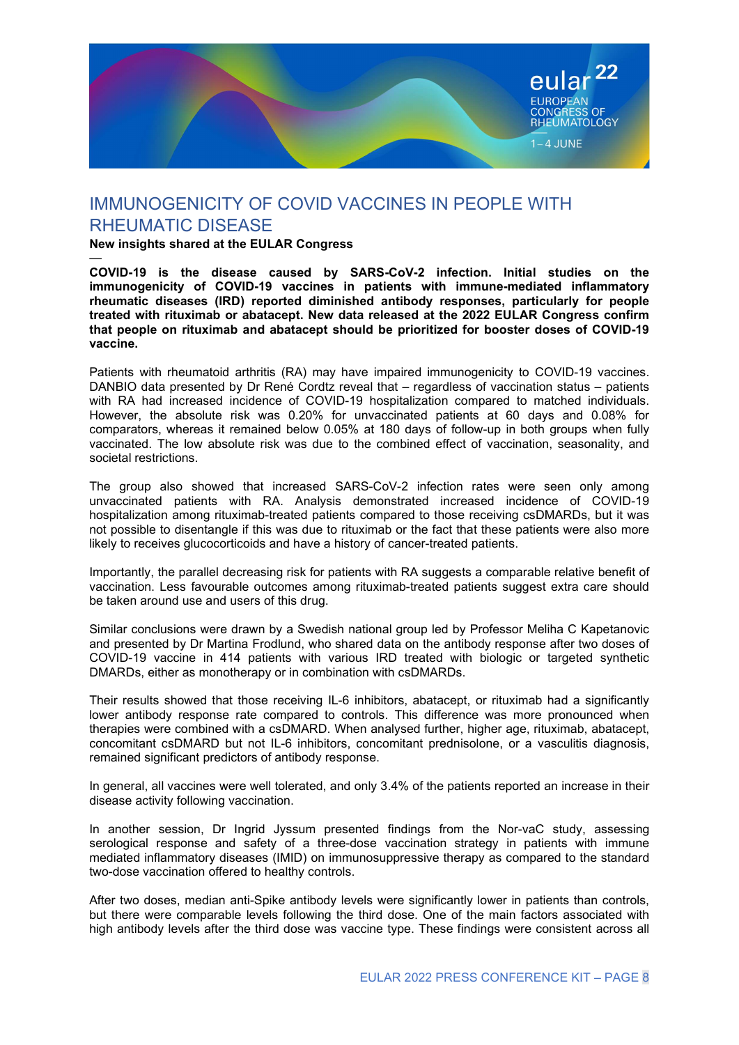# IMMUNOGENICITY OF COVID VACCINES IN PEOPLE WITH RHEUMATIC DISEASE

**New insights shared at the EULAR Congress**

—

**COVID-19 is the disease caused by SARS-CoV-2 infection. Initial studies on the immunogenicity of COVID-19 vaccines in patients with immune-mediated inflammatory rheumatic diseases (IRD) reported diminished antibody responses, particularly for people treated with rituximab or abatacept. New data released at the 2022 EULAR Congress confirm that people on rituximab and abatacept should be prioritized for booster doses of COVID-19 vaccine.**

Patients with rheumatoid arthritis (RA) may have impaired immunogenicity to COVID-19 vaccines. DANBIO data presented by Dr René Cordtz reveal that – regardless of vaccination status – patients with RA had increased incidence of COVID-19 hospitalization compared to matched individuals. However, the absolute risk was 0.20% for unvaccinated patients at 60 days and 0.08% for comparators, whereas it remained below 0.05% at 180 days of follow-up in both groups when fully vaccinated. The low absolute risk was due to the combined effect of vaccination, seasonality, and societal restrictions.

The group also showed that increased SARS-CoV-2 infection rates were seen only among unvaccinated patients with RA. Analysis demonstrated increased incidence of COVID-19 hospitalization among rituximab-treated patients compared to those receiving csDMARDs, but it was not possible to disentangle if this was due to rituximab or the fact that these patients were also more likely to receives glucocorticoids and have a history of cancer-treated patients.

Importantly, the parallel decreasing risk for patients with RA suggests a comparable relative benefit of vaccination. Less favourable outcomes among rituximab-treated patients suggest extra care should be taken around use and users of this drug.

Similar conclusions were drawn by a Swedish national group led by Professor Meliha C Kapetanovic and presented by Dr Martina Frodlund, who shared data on the antibody response after two doses of COVID-19 vaccine in 414 patients with various IRD treated with biologic or targeted synthetic DMARDs, either as monotherapy or in combination with csDMARDs.

Their results showed that those receiving IL-6 inhibitors, abatacept, or rituximab had a significantly lower antibody response rate compared to controls. This difference was more pronounced when therapies were combined with a csDMARD. When analysed further, higher age, rituximab, abatacept, concomitant csDMARD but not IL-6 inhibitors, concomitant prednisolone, or a vasculitis diagnosis, remained significant predictors of antibody response.

In general, all vaccines were well tolerated, and only 3.4% of the patients reported an increase in their disease activity following vaccination.

In another session, Dr Ingrid Jyssum presented findings from the Nor-vaC study, assessing serological response and safety of a three-dose vaccination strategy in patients with immune mediated inflammatory diseases (IMID) on immunosuppressive therapy as compared to the standard two-dose vaccination offered to healthy controls.

After two doses, median anti-Spike antibody levels were significantly lower in patients than controls, but there were comparable levels following the third dose. One of the main factors associated with high antibody levels after the third dose was vaccine type. These findings were consistent across all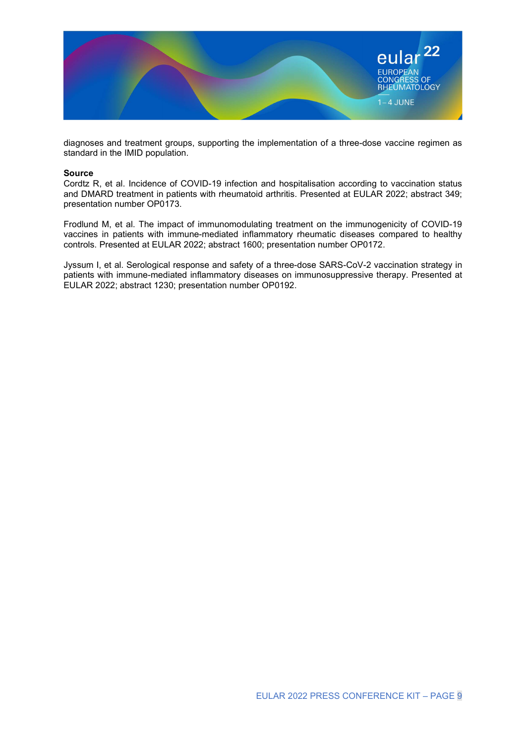diagnoses and treatment groups, supporting the implementation of a three-dose vaccine regimen as standard in the IMID population.

**Source**

Cordtz R, et al. Incidence of COVID-19 infection and hospitalisation according to vaccination status and DMARD treatment in patients with rheumatoid arthritis. Presented at EULAR 2022; abstract 349; presentation number OP0173.

Frodlund M, et al. The impact of immunomodulating treatment on the immunogenicity of COVID-19 vaccines in patients with immune-mediated inflammatory rheumatic diseases compared to healthy controls. Presented at EULAR 2022; abstract 1600; presentation number OP0172.

Jyssum I, et al. Serological response and safety of a three-dose SARS-CoV-2 vaccination strategy in patients with immune-mediated inflammatory diseases on immunosuppressive therapy. Presented at EULAR 2022; abstract 1230; presentation number OP0192.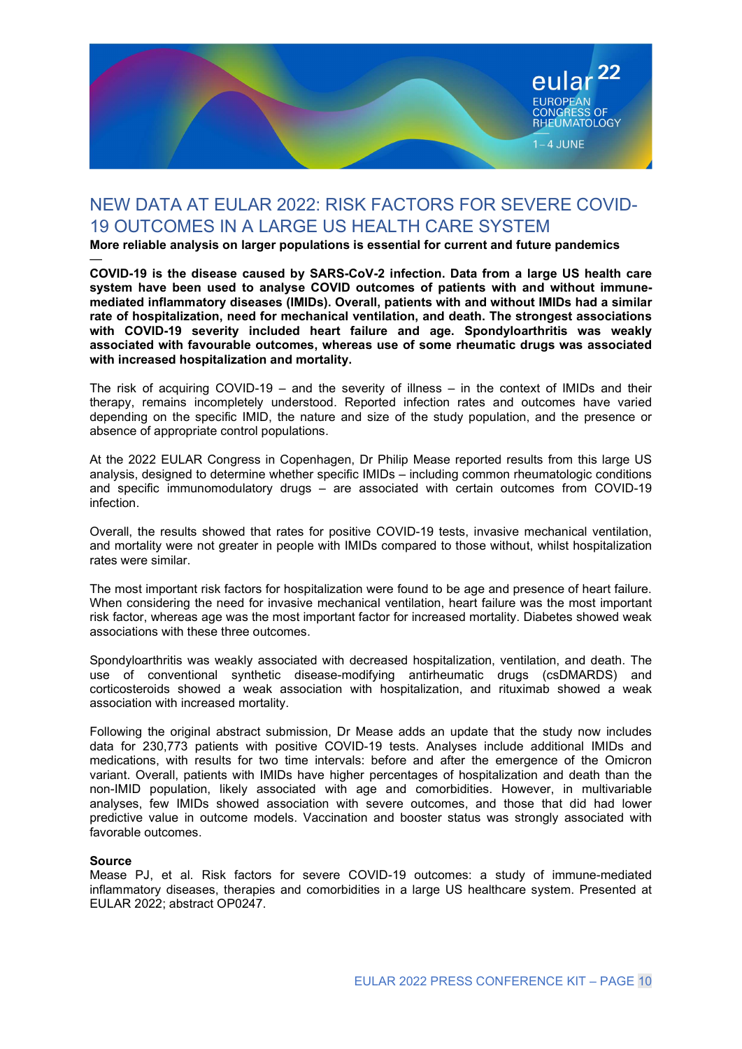# NEW DATA AT EULAR 2022: RISK FACTORS FOR SEVERE COVID-19 OUTCOMES IN A LARGE US HEALTH CARE SYSTEM

**More reliable analysis on larger populations is essential for current and future pandemics**

—

**COVID-19 is the disease caused by SARS-CoV-2 infection. Data from a large US health care system have been used to analyse COVID outcomes of patients with and without immune-mediated inflammatory diseases (IMIDs). Overall, patients with and without IMIDs had a similar rate of hospitalization, need for mechanical ventilation, and death. The strongest associations with COVID-19 severity included heart failure and age. Spondyloarthritis was weakly associated with favourable outcomes, whereas use of some rheumatic drugs was associated with increased hospitalization and mortality.**

The risk of acquiring COVID-19 – and the severity of illness – in the context of IMIDs and their therapy, remains incompletely understood. Reported infection rates and outcomes have varied depending on the specific IMID, the nature and size of the study population, and the presence or absence of appropriate control populations.

At the 2022 EULAR Congress in Copenhagen, Dr Philip Mease reported results from this large US analysis, designed to determine whether specific IMIDs – including common rheumatologic conditions and specific immunomodulatory drugs – are associated with certain outcomes from COVID-19 infection.

Overall, the results showed that rates for positive COVID-19 tests, invasive mechanical ventilation, and mortality were not greater in people with IMIDs compared to those without, whilst hospitalization rates were similar.

The most important risk factors for hospitalization were found to be age and presence of heart failure. When considering the need for invasive mechanical ventilation, heart failure was the most important risk factor, whereas age was the most important factor for increased mortality. Diabetes showed weak associations with these three outcomes.

Spondyloarthritis was weakly associated with decreased hospitalization, ventilation, and death. The use of conventional synthetic disease-modifying antirheumatic drugs (csDMARDS) and corticosteroids showed a weak association with hospitalization, and rituximab showed a weak association with increased mortality.

Following the original abstract submission, Dr Mease adds an update that the study now includes data for 230,773 patients with positive COVID-19 tests. Analyses include additional IMIDs and medications, with results for two time intervals: before and after the emergence of the Omicron variant. Overall, patients with IMIDs have higher percentages of hospitalization and death than the non-IMID population, likely associated with age and comorbidities. However, in multivariable analyses, few IMIDs showed association with severe outcomes, and those that did had lower predictive value in outcome models. Vaccination and booster status was strongly associated with favorable outcomes.

**Source**

Mease PJ, et al. Risk factors for severe COVID-19 outcomes: a study of immune-mediated inflammatory diseases, therapies and comorbidities in a large US healthcare system. Presented at EULAR 2022; abstract OP0247.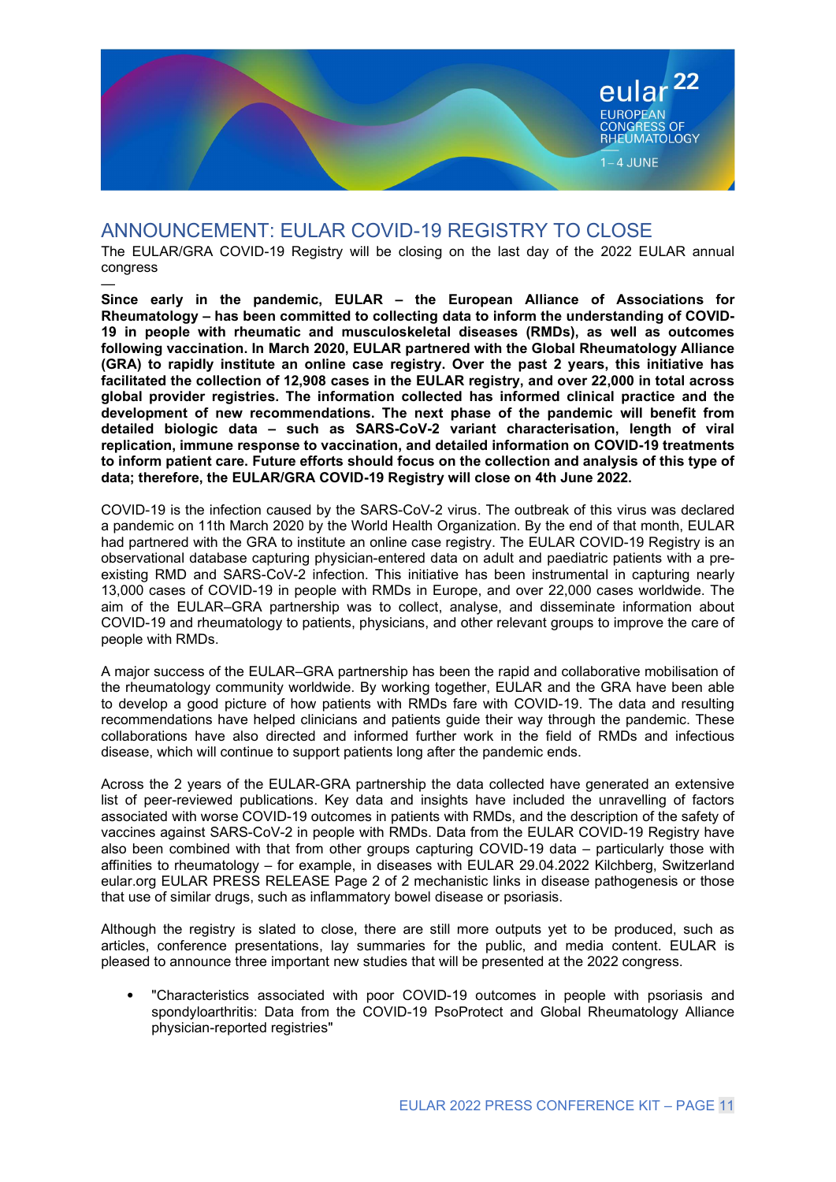## ANNOUNCEMENT: EULAR COVID-19 REGISTRY TO CLOSE

The EULAR/GRA COVID-19 Registry will be closing on the last day of the 2022 EULAR annual congress

—

**Since early in the pandemic, EULAR – the European Alliance of Associations for Rheumatology – has been committed to collecting data to inform the understanding of COVID-19 in people with rheumatic and musculoskeletal diseases (RMDs), as well as outcomes following vaccination. In March 2020, EULAR partnered with the Global Rheumatology Alliance (GRA) to rapidly institute an online case registry. Over the past 2 years, this initiative has facilitated the collection of 12,908 cases in the EULAR registry, and over 22,000 in total across global provider registries. The information collected has informed clinical practice and the development of new recommendations. The next phase of the pandemic will benefit from detailed biologic data – such as SARS-CoV-2 variant characterisation, length of viral replication, immune response to vaccination, and detailed information on COVID-19 treatments to inform patient care. Future efforts should focus on the collection and analysis of this type of data; therefore, the EULAR/GRA COVID-19 Registry will close on 4th June 2022.**

COVID-19 is the infection caused by the SARS-CoV-2 virus. The outbreak of this virus was declared a pandemic on 11th March 2020 by the World Health Organization. By the end of that month, EULAR had partnered with the GRA to institute an online case registry. The EULAR COVID-19 Registry is an observational database capturing physician-entered data on adult and paediatric patients with a pre-existing RMD and SARS-CoV-2 infection. This initiative has been instrumental in capturing nearly 13,000 cases of COVID-19 in people with RMDs in Europe, and over 22,000 cases worldwide. The aim of the EULAR–GRA partnership was to collect, analyse, and disseminate information about COVID-19 and rheumatology to patients, physicians, and other relevant groups to improve the care of people with RMDs.

A major success of the EULAR–GRA partnership has been the rapid and collaborative mobilisation of the rheumatology community worldwide. By working together, EULAR and the GRA have been able to develop a good picture of how patients with RMDs fare with COVID-19. The data and resulting recommendations have helped clinicians and patients guide their way through the pandemic. These collaborations have also directed and informed further work in the field of RMDs and infectious disease, which will continue to support patients long after the pandemic ends.

Across the 2 years of the EULAR-GRA partnership the data collected have generated an extensive list of peer-reviewed publications. Key data and insights have included the unravelling of factors associated with worse COVID-19 outcomes in patients with RMDs, and the description of the safety of vaccines against SARS-CoV-2 in people with RMDs. Data from the EULAR COVID-19 Registry have also been combined with that from other groups capturing COVID-19 data – particularly those with affinities to rheumatology – for example, in diseases with EULAR 29.04.2022 Kilchberg, Switzerland eular.org EULAR PRESS RELEASE Page 2 of 2 mechanistic links in disease pathogenesis or those that use of similar drugs, such as inflammatory bowel disease or psoriasis.

Although the registry is slated to close, there are still more outputs yet to be produced, such as articles, conference presentations, lay summaries for the public, and media content. EULAR is pleased to announce three important new studies that will be presented at the 2022 congress.

- "Characteristics associated with poor COVID-19 outcomes in people with psoriasis and spondyloarthritis: Data from the COVID-19 PsoProtect and Global Rheumatology Alliance physician-reported registries"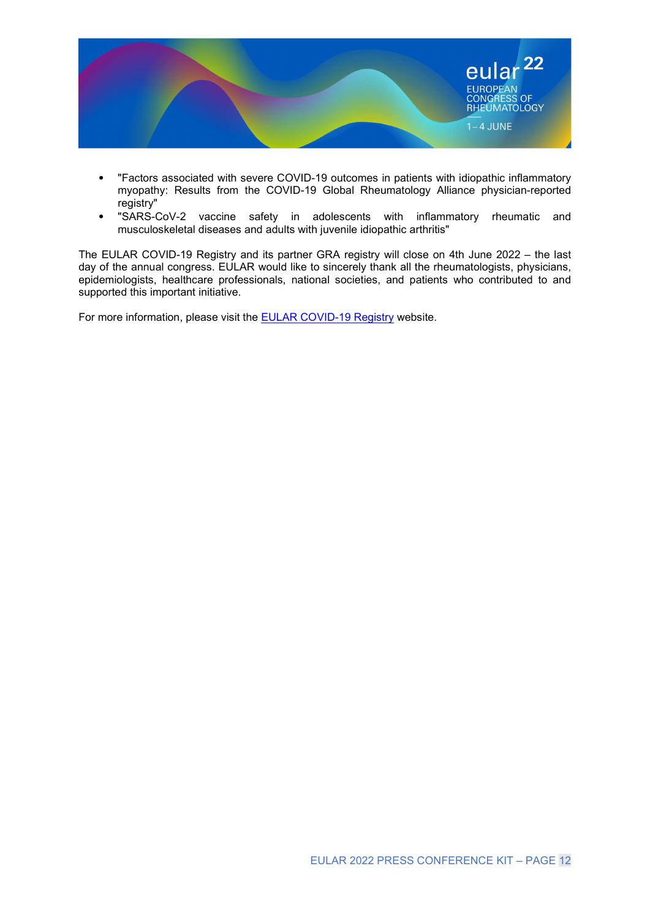- "Factors associated with severe COVID-19 outcomes in patients with idiopathic inflammatory myopathy: Results from the COVID-19 Global Rheumatology Alliance physician-reported registry"
- "SARS-CoV-2 vaccine safety in adolescents with inflammatory rheumatic and musculoskeletal diseases and adults with juvenile idiopathic arthritis"

The EULAR COVID-19 Registry and its partner GRA registry will close on 4th June 2022 – the last day of the annual congress. EULAR would like to sincerely thank all the rheumatologists, physicians, epidemiologists, healthcare professionals, national societies, and patients who contributed to and supported this important initiative.

For more information, please visit the EULAR COVID-19 Registry website.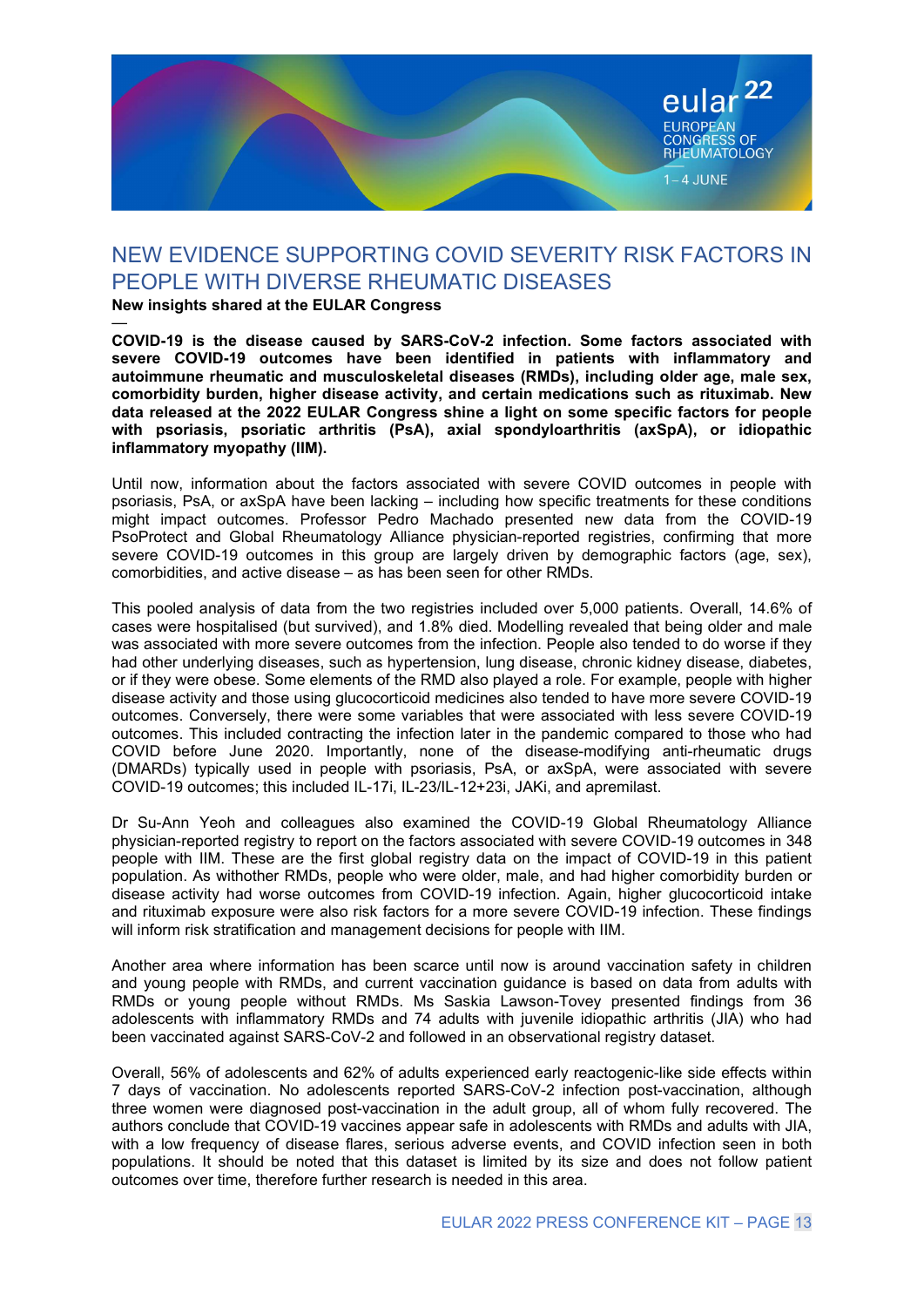# NEW EVIDENCE SUPPORTING COVID SEVERITY RISK FACTORS IN PEOPLE WITH DIVERSE RHEUMATIC DISEASES

**New insights shared at the EULAR Congress**

—

**COVID-19 is the disease caused by SARS-CoV-2 infection. Some factors associated with severe COVID-19 outcomes have been identified in patients with inflammatory and autoimmune rheumatic and musculoskeletal diseases (RMDs), including older age, male sex, comorbidity burden, higher disease activity, and certain medications such as rituximab. New data released at the 2022 EULAR Congress shine a light on some specific factors for people with psoriasis, psoriatic arthritis (PsA), axial spondyloarthritis (axSpA), or idiopathic inflammatory myopathy (IIM).**

Until now, information about the factors associated with severe COVID outcomes in people with psoriasis, PsA, or axSpA have been lacking – including how specific treatments for these conditions might impact outcomes. Professor Pedro Machado presented new data from the COVID-19 PsoProtect and Global Rheumatology Alliance physician-reported registries, confirming that more severe COVID-19 outcomes in this group are largely driven by demographic factors (age, sex), comorbidities, and active disease – as has been seen for other RMDs.

This pooled analysis of data from the two registries included over 5,000 patients. Overall, 14.6% of cases were hospitalised (but survived), and 1.8% died. Modelling revealed that being older and male was associated with more severe outcomes from the infection. People also tended to do worse if they had other underlying diseases, such as hypertension, lung disease, chronic kidney disease, diabetes, or if they were obese. Some elements of the RMD also played a role. For example, people with higher disease activity and those using glucocorticoid medicines also tended to have more severe COVID-19 outcomes. Conversely, there were some variables that were associated with less severe COVID-19 outcomes. This included contracting the infection later in the pandemic compared to those who had COVID before June 2020. Importantly, none of the disease-modifying anti-rheumatic drugs (DMARDs) typically used in people with psoriasis, PsA, or axSpA, were associated with severe COVID-19 outcomes; this included IL-17i, IL-23/IL-12+23i, JAKi, and apremilast.

Dr Su-Ann Yeoh and colleagues also examined the COVID-19 Global Rheumatology Alliance physician-reported registry to report on the factors associated with severe COVID-19 outcomes in 348 people with IIM. These are the first global registry data on the impact of COVID-19 in this patient population. As withother RMDs, people who were older, male, and had higher comorbidity burden or disease activity had worse outcomes from COVID-19 infection. Again, higher glucocorticoid intake and rituximab exposure were also risk factors for a more severe COVID-19 infection. These findings will inform risk stratification and management decisions for people with IIM.

Another area where information has been scarce until now is around vaccination safety in children and young people with RMDs, and current vaccination guidance is based on data from adults with RMDs or young people without RMDs. Ms Saskia Lawson-Tovey presented findings from 36 adolescents with inflammatory RMDs and 74 adults with juvenile idiopathic arthritis (JIA) who had been vaccinated against SARS-CoV-2 and followed in an observational registry dataset.

Overall, 56% of adolescents and 62% of adults experienced early reactogenic-like side effects within 7 days of vaccination. No adolescents reported SARS-CoV-2 infection post-vaccination, although three women were diagnosed post-vaccination in the adult group, all of whom fully recovered. The authors conclude that COVID-19 vaccines appear safe in adolescents with RMDs and adults with JIA, with a low frequency of disease flares, serious adverse events, and COVID infection seen in both populations. It should be noted that this dataset is limited by its size and does not follow patient outcomes over time, therefore further research is needed in this area.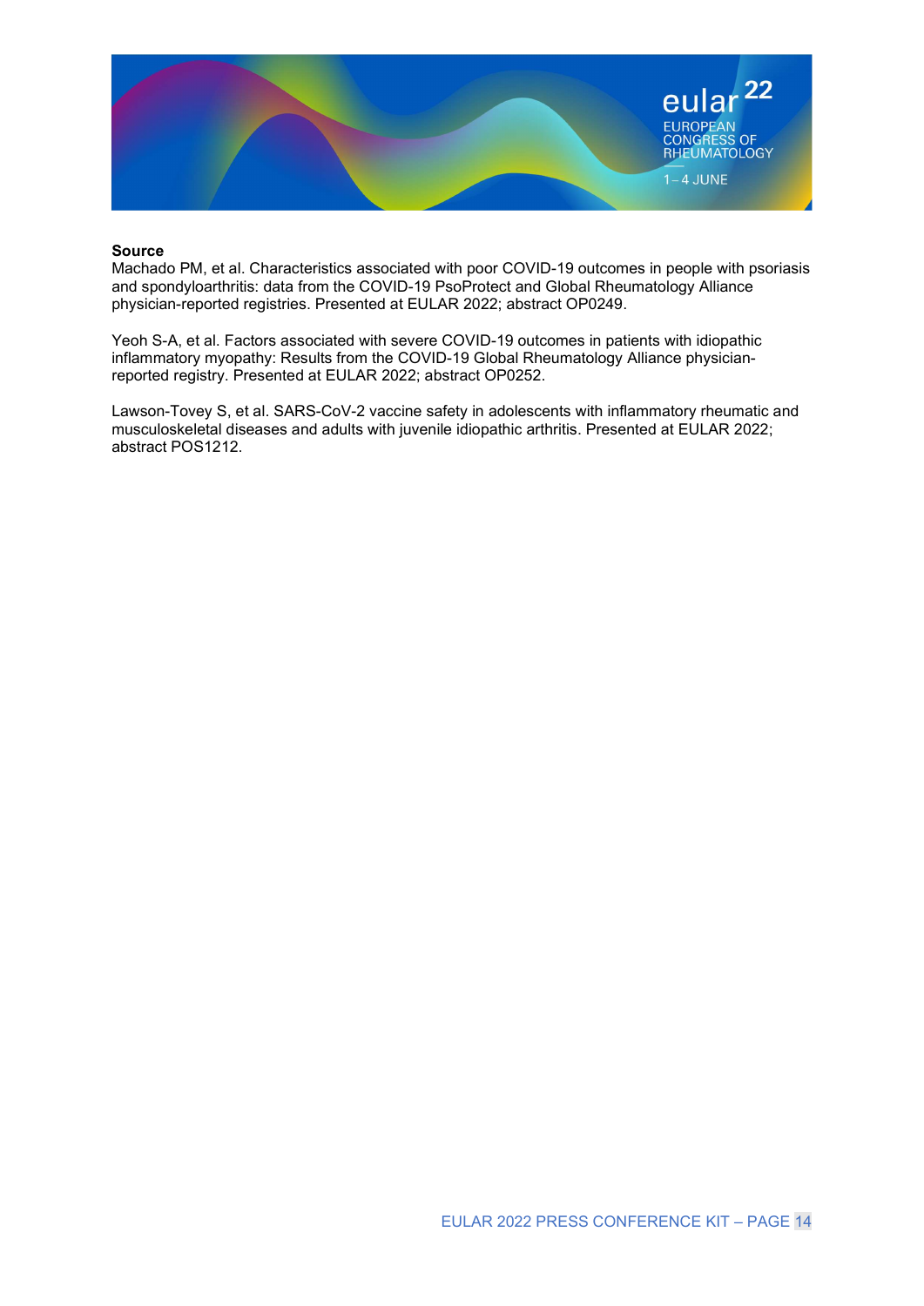**Source**

Machado PM, et al. Characteristics associated with poor COVID-19 outcomes in people with psoriasis and spondyloarthritis: data from the COVID-19 PsoProtect and Global Rheumatology Alliance physician-reported registries. Presented at EULAR 2022; abstract OP0249.

Yeoh S-A, et al. Factors associated with severe COVID-19 outcomes in patients with idiopathic inflammatory myopathy: Results from the COVID-19 Global Rheumatology Alliance physician-reported registry. Presented at EULAR 2022; abstract OP0252.

Lawson-Tovey S, et al. SARS-CoV-2 vaccine safety in adolescents with inflammatory rheumatic and musculoskeletal diseases and adults with juvenile idiopathic arthritis. Presented at EULAR 2022; abstract POS1212.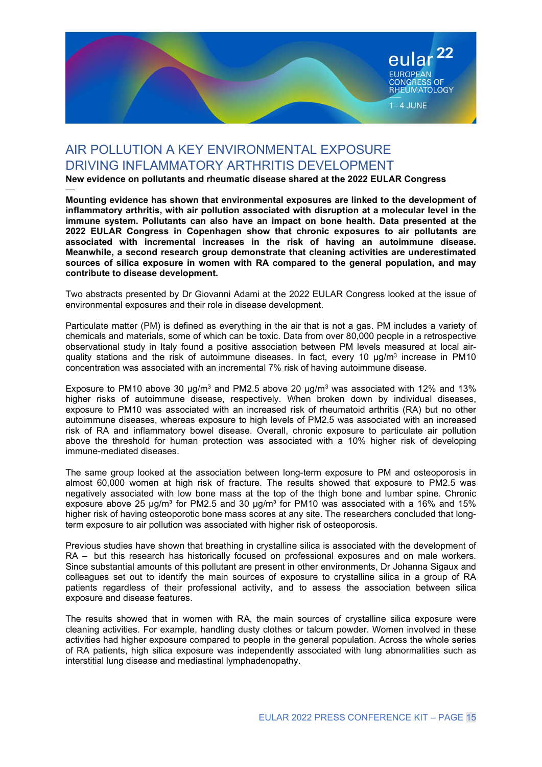# AIR POLLUTION A KEY ENVIRONMENTAL EXPOSURE DRIVING INFLAMMATORY ARTHRITIS DEVELOPMENT

**New evidence on pollutants and rheumatic disease shared at the 2022 EULAR Congress**

—

**Mounting evidence has shown that environmental exposures are linked to the development of inflammatory arthritis, with air pollution associated with disruption at a molecular level in the immune system. Pollutants can also have an impact on bone health. Data presented at the 2022 EULAR Congress in Copenhagen show that chronic exposures to air pollutants are associated with incremental increases in the risk of having an autoimmune disease. Meanwhile, a second research group demonstrate that cleaning activities are underestimated sources of silica exposure in women with RA compared to the general population, and may contribute to disease development.**

Two abstracts presented by Dr Giovanni Adami at the 2022 EULAR Congress looked at the issue of environmental exposures and their role in disease development.

Particulate matter (PM) is defined as everything in the air that is not a gas. PM includes a variety of chemicals and materials, some of which can be toxic. Data from over 80,000 people in a retrospective observational study in Italy found a positive association between PM levels measured at local air-quality stations and the risk of autoimmune diseases. In fact, every 10 μg/m³ increase in PM10 concentration was associated with an incremental 7% risk of having autoimmune disease.

Exposure to PM10 above 30 μg/m³ and PM2.5 above 20 μg/m³ was associated with 12% and 13% higher risks of autoimmune disease, respectively. When broken down by individual diseases, exposure to PM10 was associated with an increased risk of rheumatoid arthritis (RA) but no other autoimmune diseases, whereas exposure to high levels of PM2.5 was associated with an increased risk of RA and inflammatory bowel disease. Overall, chronic exposure to particulate air pollution above the threshold for human protection was associated with a 10% higher risk of developing immune-mediated diseases.

The same group looked at the association between long-term exposure to PM and osteoporosis in almost 60,000 women at high risk of fracture. The results showed that exposure to PM2.5 was negatively associated with low bone mass at the top of the thigh bone and lumbar spine. Chronic exposure above 25 μg/m³ for PM2.5 and 30 μg/m³ for PM10 was associated with a 16% and 15% higher risk of having osteoporotic bone mass scores at any site. The researchers concluded that long-term exposure to air pollution was associated with higher risk of osteoporosis.

Previous studies have shown that breathing in crystalline silica is associated with the development of RA – but this research has historically focused on professional exposures and on male workers. Since substantial amounts of this pollutant are present in other environments, Dr Johanna Sigaux and colleagues set out to identify the main sources of exposure to crystalline silica in a group of RA patients regardless of their professional activity, and to assess the association between silica exposure and disease features.

The results showed that in women with RA, the main sources of crystalline silica exposure were cleaning activities. For example, handling dusty clothes or talcum powder. Women involved in these activities had higher exposure compared to people in the general population. Across the whole series of RA patients, high silica exposure was independently associated with lung abnormalities such as interstitial lung disease and mediastinal lymphadenopathy.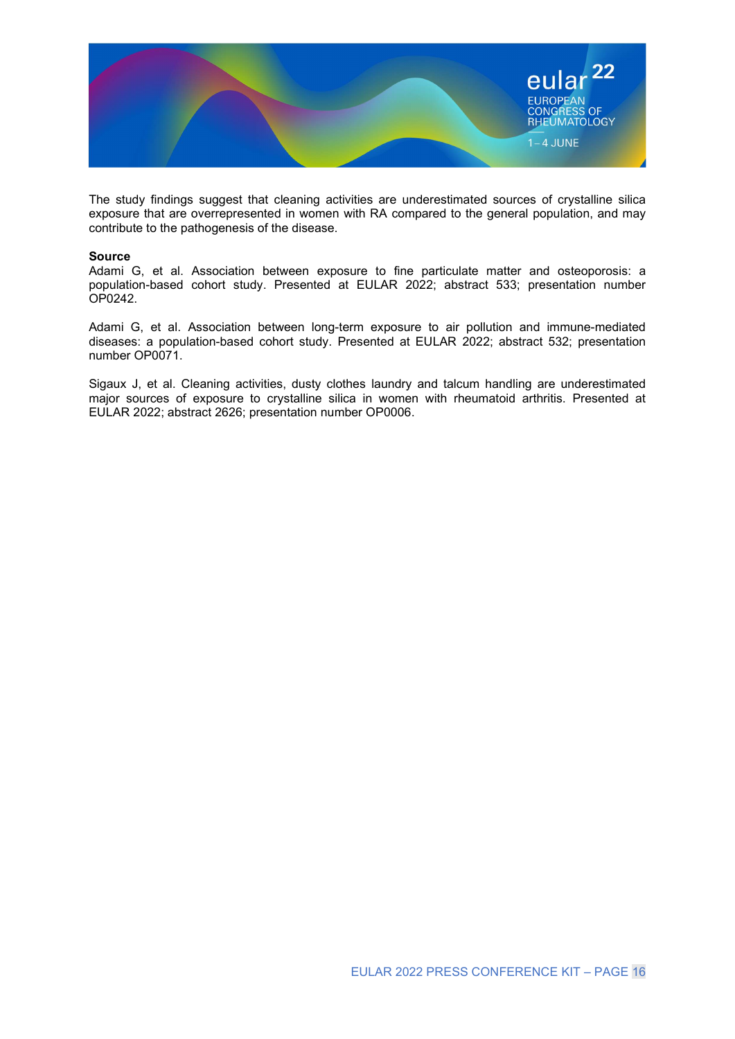The study findings suggest that cleaning activities are underestimated sources of crystalline silica exposure that are overrepresented in women with RA compared to the general population, and may contribute to the pathogenesis of the disease.

**Source**

Adami G, et al. Association between exposure to fine particulate matter and osteoporosis: a population-based cohort study. Presented at EULAR 2022; abstract 533; presentation number OP0242.

Adami G, et al. Association between long-term exposure to air pollution and immune-mediated diseases: a population-based cohort study. Presented at EULAR 2022; abstract 532; presentation number OP0071.

Sigaux J, et al. Cleaning activities, dusty clothes laundry and talcum handling are underestimated major sources of exposure to crystalline silica in women with rheumatoid arthritis. Presented at EULAR 2022; abstract 2626; presentation number OP0006.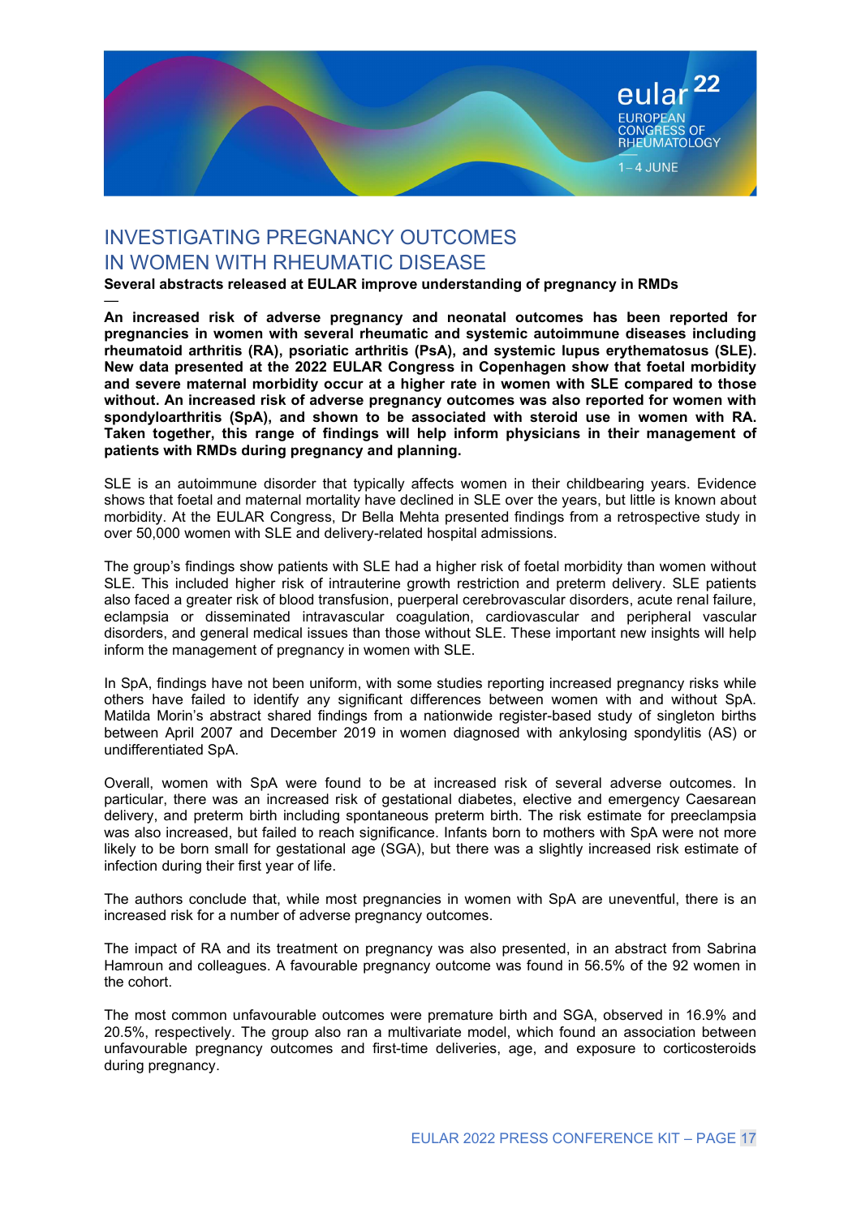# INVESTIGATING PREGNANCY OUTCOMES IN WOMEN WITH RHEUMATIC DISEASE

**Several abstracts released at EULAR improve understanding of pregnancy in RMDs**

—

**An increased risk of adverse pregnancy and neonatal outcomes has been reported for pregnancies in women with several rheumatic and systemic autoimmune diseases including rheumatoid arthritis (RA), psoriatic arthritis (PsA), and systemic lupus erythematosus (SLE). New data presented at the 2022 EULAR Congress in Copenhagen show that foetal morbidity and severe maternal morbidity occur at a higher rate in women with SLE compared to those without. An increased risk of adverse pregnancy outcomes was also reported for women with spondyloarthritis (SpA), and shown to be associated with steroid use in women with RA. Taken together, this range of findings will help inform physicians in their management of patients with RMDs during pregnancy and planning.**

SLE is an autoimmune disorder that typically affects women in their childbearing years. Evidence shows that foetal and maternal mortality have declined in SLE over the years, but little is known about morbidity. At the EULAR Congress, Dr Bella Mehta presented findings from a retrospective study in over 50,000 women with SLE and delivery-related hospital admissions.

The group's findings show patients with SLE had a higher risk of foetal morbidity than women without SLE. This included higher risk of intrauterine growth restriction and preterm delivery. SLE patients also faced a greater risk of blood transfusion, puerperal cerebrovascular disorders, acute renal failure, eclampsia or disseminated intravascular coagulation, cardiovascular and peripheral vascular disorders, and general medical issues than those without SLE. These important new insights will help inform the management of pregnancy in women with SLE.

In SpA, findings have not been uniform, with some studies reporting increased pregnancy risks while others have failed to identify any significant differences between women with and without SpA. Matilda Morin's abstract shared findings from a nationwide register-based study of singleton births between April 2007 and December 2019 in women diagnosed with ankylosing spondylitis (AS) or undifferentiated SpA.

Overall, women with SpA were found to be at increased risk of several adverse outcomes. In particular, there was an increased risk of gestational diabetes, elective and emergency Caesarean delivery, and preterm birth including spontaneous preterm birth. The risk estimate for preeclampsia was also increased, but failed to reach significance. Infants born to mothers with SpA were not more likely to be born small for gestational age (SGA), but there was a slightly increased risk estimate of infection during their first year of life.

The authors conclude that, while most pregnancies in women with SpA are uneventful, there is an increased risk for a number of adverse pregnancy outcomes.

The impact of RA and its treatment on pregnancy was also presented, in an abstract from Sabrina Hamroun and colleagues. A favourable pregnancy outcome was found in 56.5% of the 92 women in the cohort.

The most common unfavourable outcomes were premature birth and SGA, observed in 16.9% and 20.5%, respectively. The group also ran a multivariate model, which found an association between unfavourable pregnancy outcomes and first-time deliveries, age, and exposure to corticosteroids during pregnancy.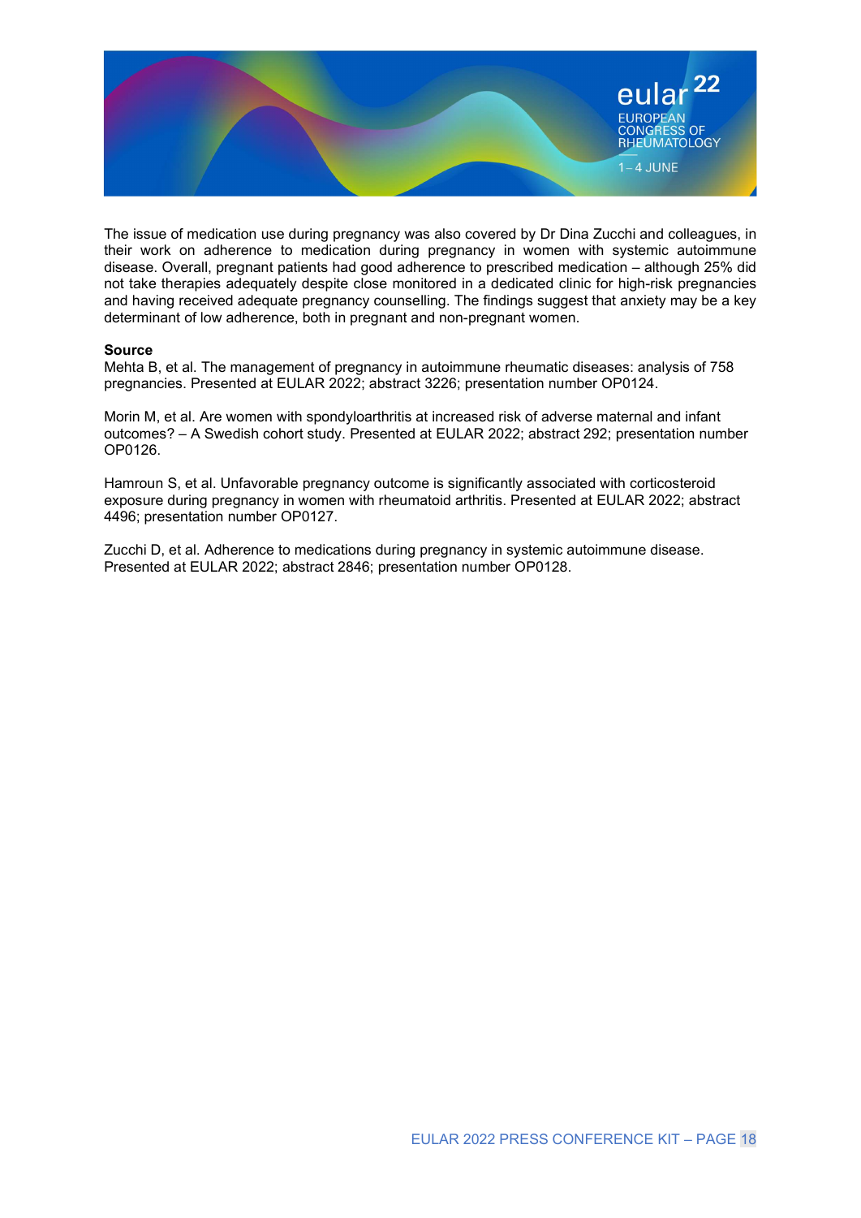The issue of medication use during pregnancy was also covered by Dr Dina Zucchi and colleagues, in their work on adherence to medication during pregnancy in women with systemic autoimmune disease. Overall, pregnant patients had good adherence to prescribed medication – although 25% did not take therapies adequately despite close monitored in a dedicated clinic for high-risk pregnancies and having received adequate pregnancy counselling. The findings suggest that anxiety may be a key determinant of low adherence, both in pregnant and non-pregnant women.

**Source**

Mehta B, et al. The management of pregnancy in autoimmune rheumatic diseases: analysis of 758 pregnancies. Presented at EULAR 2022; abstract 3226; presentation number OP0124.

Morin M, et al. Are women with spondyloarthritis at increased risk of adverse maternal and infant outcomes? – A Swedish cohort study. Presented at EULAR 2022; abstract 292; presentation number OP0126.

Hamroun S, et al. Unfavorable pregnancy outcome is significantly associated with corticosteroid exposure during pregnancy in women with rheumatoid arthritis. Presented at EULAR 2022; abstract 4496; presentation number OP0127.

Zucchi D, et al. Adherence to medications during pregnancy in systemic autoimmune disease. Presented at EULAR 2022; abstract 2846; presentation number OP0128.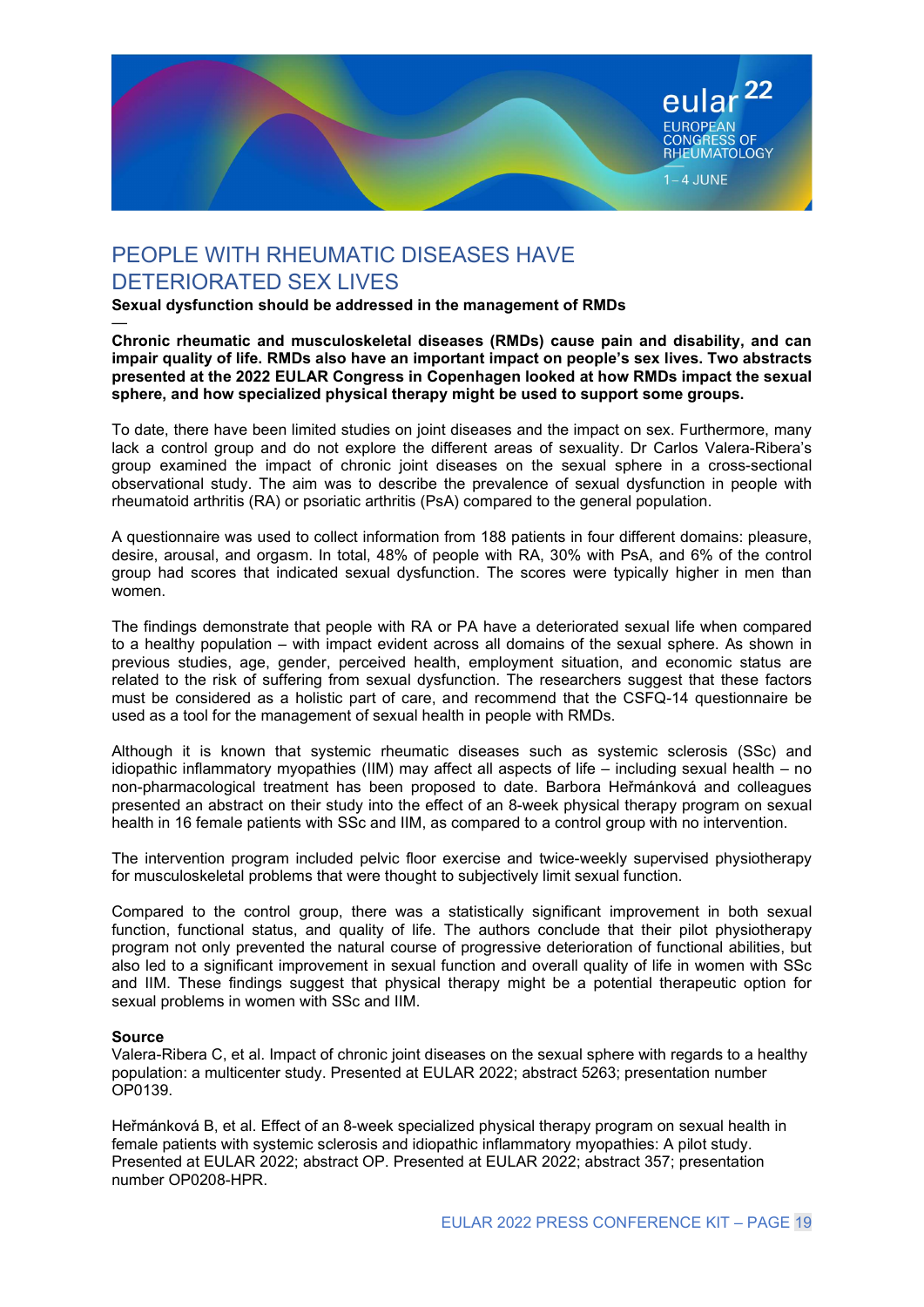# PEOPLE WITH RHEUMATIC DISEASES HAVE DETERIORATED SEX LIVES

**Sexual dysfunction should be addressed in the management of RMDs**

—

**Chronic rheumatic and musculoskeletal diseases (RMDs) cause pain and disability, and can impair quality of life. RMDs also have an important impact on people's sex lives. Two abstracts presented at the 2022 EULAR Congress in Copenhagen looked at how RMDs impact the sexual sphere, and how specialized physical therapy might be used to support some groups.**

To date, there have been limited studies on joint diseases and the impact on sex. Furthermore, many lack a control group and do not explore the different areas of sexuality. Dr Carlos Valera-Ribera's group examined the impact of chronic joint diseases on the sexual sphere in a cross-sectional observational study. The aim was to describe the prevalence of sexual dysfunction in people with rheumatoid arthritis (RA) or psoriatic arthritis (PsA) compared to the general population.

A questionnaire was used to collect information from 188 patients in four different domains: pleasure, desire, arousal, and orgasm. In total, 48% of people with RA, 30% with PsA, and 6% of the control group had scores that indicated sexual dysfunction. The scores were typically higher in men than women.

The findings demonstrate that people with RA or PA have a deteriorated sexual life when compared to a healthy population – with impact evident across all domains of the sexual sphere. As shown in previous studies, age, gender, perceived health, employment situation, and economic status are related to the risk of suffering from sexual dysfunction. The researchers suggest that these factors must be considered as a holistic part of care, and recommend that the CSFQ-14 questionnaire be used as a tool for the management of sexual health in people with RMDs.

Although it is known that systemic rheumatic diseases such as systemic sclerosis (SSc) and idiopathic inflammatory myopathies (IIM) may affect all aspects of life – including sexual health – no non-pharmacological treatment has been proposed to date. Barbora Heřmánková and colleagues presented an abstract on their study into the effect of an 8-week physical therapy program on sexual health in 16 female patients with SSc and IIM, as compared to a control group with no intervention.

The intervention program included pelvic floor exercise and twice-weekly supervised physiotherapy for musculoskeletal problems that were thought to subjectively limit sexual function.

Compared to the control group, there was a statistically significant improvement in both sexual function, functional status, and quality of life. The authors conclude that their pilot physiotherapy program not only prevented the natural course of progressive deterioration of functional abilities, but also led to a significant improvement in sexual function and overall quality of life in women with SSc and IIM. These findings suggest that physical therapy might be a potential therapeutic option for sexual problems in women with SSc and IIM.

**Source**

Valera-Ribera C, et al. Impact of chronic joint diseases on the sexual sphere with regards to a healthy population: a multicenter study. Presented at EULAR 2022; abstract 5263; presentation number OP0139.

Heřmánková B, et al. Effect of an 8-week specialized physical therapy program on sexual health in female patients with systemic sclerosis and idiopathic inflammatory myopathies: A pilot study. Presented at EULAR 2022; abstract OP. Presented at EULAR 2022; abstract 357; presentation number OP0208-HPR.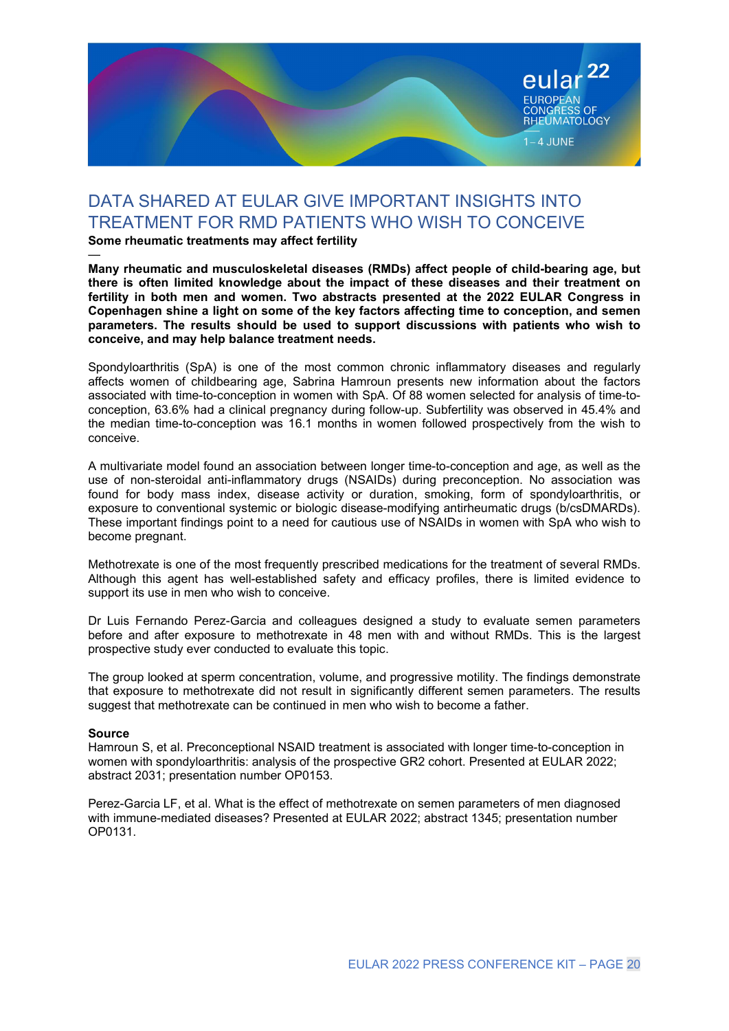# DATA SHARED AT EULAR GIVE IMPORTANT INSIGHTS INTO TREATMENT FOR RMD PATIENTS WHO WISH TO CONCEIVE

**Some rheumatic treatments may affect fertility**

—

**Many rheumatic and musculoskeletal diseases (RMDs) affect people of child-bearing age, but there is often limited knowledge about the impact of these diseases and their treatment on fertility in both men and women. Two abstracts presented at the 2022 EULAR Congress in Copenhagen shine a light on some of the key factors affecting time to conception, and semen parameters. The results should be used to support discussions with patients who wish to conceive, and may help balance treatment needs.**

Spondyloarthritis (SpA) is one of the most common chronic inflammatory diseases and regularly affects women of childbearing age, Sabrina Hamroun presents new information about the factors associated with time-to-conception in women with SpA. Of 88 women selected for analysis of time-to-conception, 63.6% had a clinical pregnancy during follow-up. Subfertility was observed in 45.4% and the median time-to-conception was 16.1 months in women followed prospectively from the wish to conceive.

A multivariate model found an association between longer time-to-conception and age, as well as the use of non-steroidal anti-inflammatory drugs (NSAIDs) during preconception. No association was found for body mass index, disease activity or duration, smoking, form of spondyloarthritis, or exposure to conventional systemic or biologic disease-modifying antirheumatic drugs (b/csDMARDs). These important findings point to a need for cautious use of NSAIDs in women with SpA who wish to become pregnant.

Methotrexate is one of the most frequently prescribed medications for the treatment of several RMDs. Although this agent has well-established safety and efficacy profiles, there is limited evidence to support its use in men who wish to conceive.

Dr Luis Fernando Perez-Garcia and colleagues designed a study to evaluate semen parameters before and after exposure to methotrexate in 48 men with and without RMDs. This is the largest prospective study ever conducted to evaluate this topic.

The group looked at sperm concentration, volume, and progressive motility. The findings demonstrate that exposure to methotrexate did not result in significantly different semen parameters. The results suggest that methotrexate can be continued in men who wish to become a father.

**Source**

Hamroun S, et al. Preconceptional NSAID treatment is associated with longer time-to-conception in women with spondyloarthritis: analysis of the prospective GR2 cohort. Presented at EULAR 2022; abstract 2031; presentation number OP0153.

Perez-Garcia LF, et al. What is the effect of methotrexate on semen parameters of men diagnosed with immune-mediated diseases? Presented at EULAR 2022; abstract 1345; presentation number OP0131.